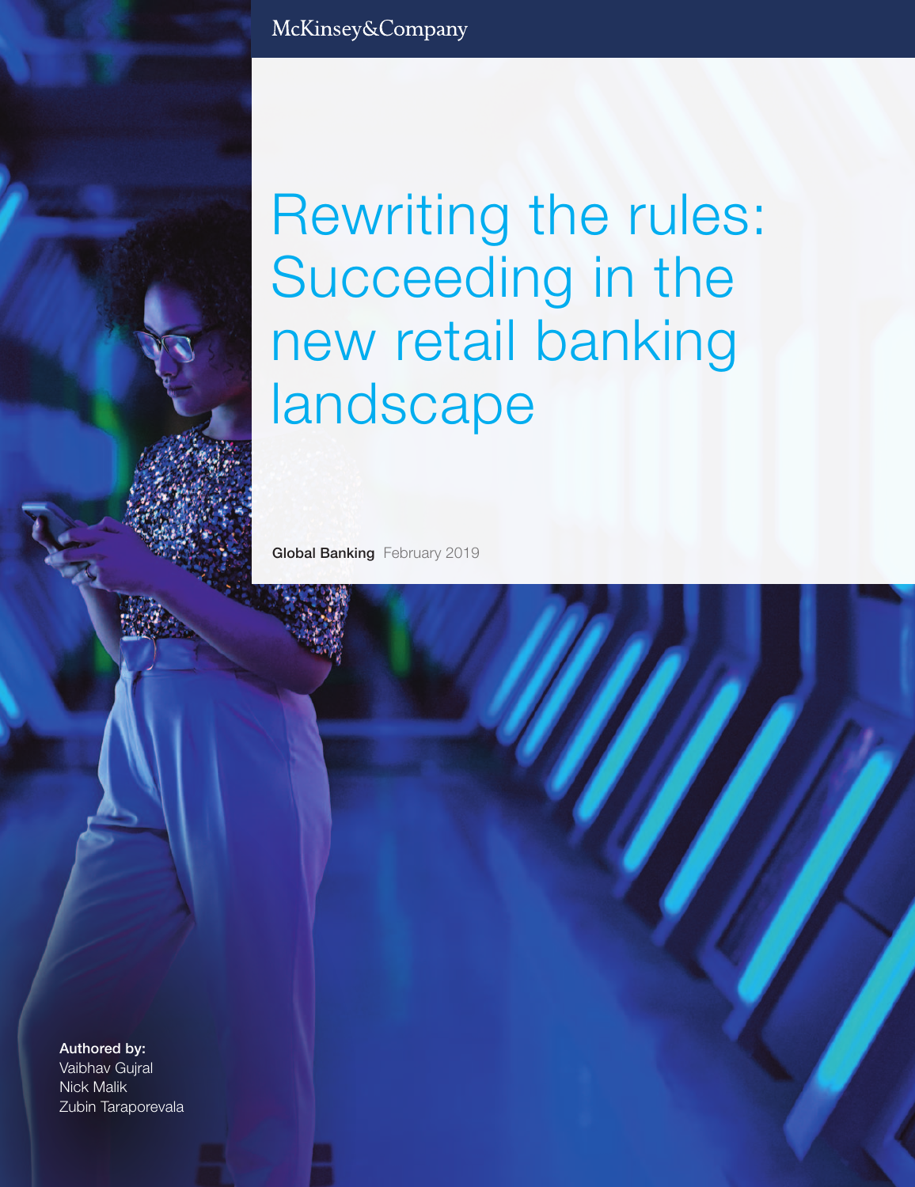McKinsey&Company

# Rewriting the rules: Succeeding in the new retail banking landscape

**Global Banking** February 2019

**Authored by:**
Vaibhav Gujral
Nick Malik
Zubin Taraporevala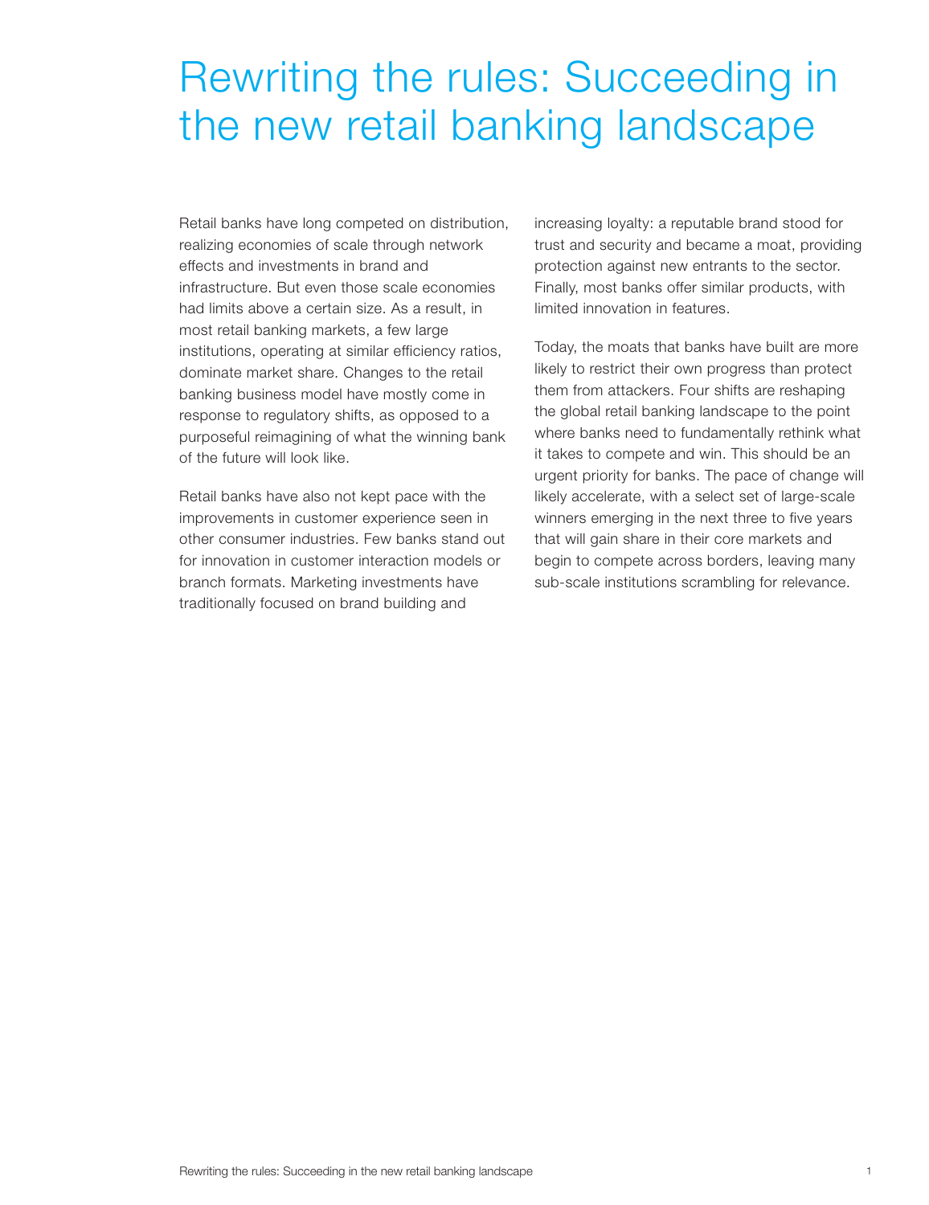# Rewriting the rules: Succeeding in the new retail banking landscape

Retail banks have long competed on distribution, realizing economies of scale through network effects and investments in brand and infrastructure. But even those scale economies had limits above a certain size. As a result, in most retail banking markets, a few large institutions, operating at similar efficiency ratios, dominate market share. Changes to the retail banking business model have mostly come in response to regulatory shifts, as opposed to a purposeful reimagining of what the winning bank of the future will look like.

Retail banks have also not kept pace with the improvements in customer experience seen in other consumer industries. Few banks stand out for innovation in customer interaction models or branch formats. Marketing investments have traditionally focused on brand building and increasing loyalty: a reputable brand stood for trust and security and became a moat, providing protection against new entrants to the sector. Finally, most banks offer similar products, with limited innovation in features.

Today, the moats that banks have built are more likely to restrict their own progress than protect them from attackers. Four shifts are reshaping the global retail banking landscape to the point where banks need to fundamentally rethink what it takes to compete and win. This should be an urgent priority for banks. The pace of change will likely accelerate, with a select set of large-scale winners emerging in the next three to five years that will gain share in their core markets and begin to compete across borders, leaving many sub-scale institutions scrambling for relevance.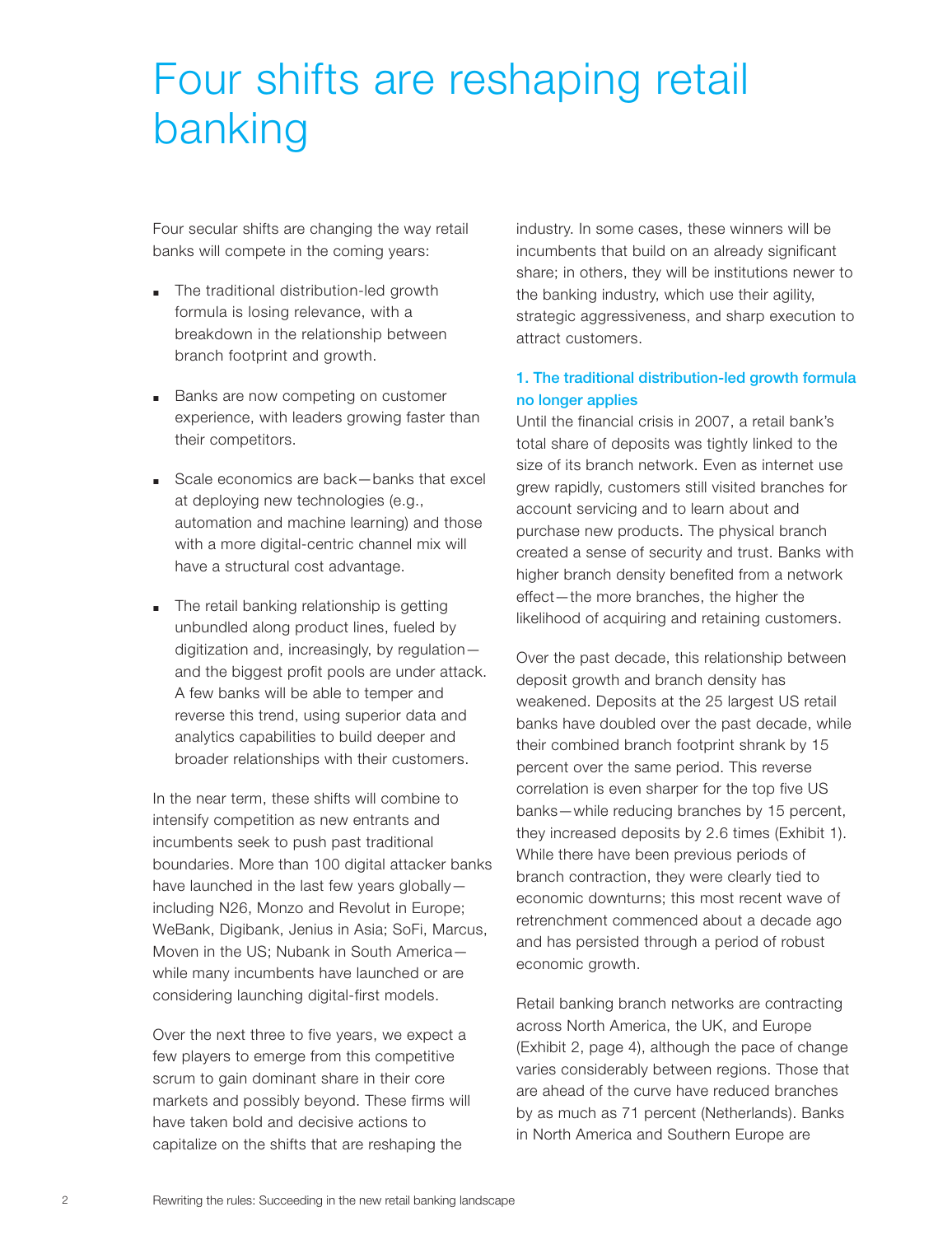# Four shifts are reshaping retail banking

Four secular shifts are changing the way retail banks will compete in the coming years:

- The traditional distribution-led growth formula is losing relevance, with a breakdown in the relationship between branch footprint and growth.
- Banks are now competing on customer experience, with leaders growing faster than their competitors.
- Scale economics are back—banks that excel at deploying new technologies (e.g., automation and machine learning) and those with a more digital-centric channel mix will have a structural cost advantage.
- The retail banking relationship is getting unbundled along product lines, fueled by digitization and, increasingly, by regulation—and the biggest profit pools are under attack. A few banks will be able to temper and reverse this trend, using superior data and analytics capabilities to build deeper and broader relationships with their customers.

In the near term, these shifts will combine to intensify competition as new entrants and incumbents seek to push past traditional boundaries. More than 100 digital attacker banks have launched in the last few years globally—including N26, Monzo and Revolut in Europe; WeBank, Digibank, Jenius in Asia; SoFi, Marcus, Moven in the US; Nubank in South America—while many incumbents have launched or are considering launching digital-first models.

Over the next three to five years, we expect a few players to emerge from this competitive scrum to gain dominant share in their core markets and possibly beyond. These firms will have taken bold and decisive actions to capitalize on the shifts that are reshaping the industry. In some cases, these winners will be incumbents that build on an already significant share; in others, they will be institutions newer to the banking industry, which use their agility, strategic aggressiveness, and sharp execution to attract customers.

### 1. The traditional distribution-led growth formula no longer applies

Until the financial crisis in 2007, a retail bank's total share of deposits was tightly linked to the size of its branch network. Even as internet use grew rapidly, customers still visited branches for account servicing and to learn about and purchase new products. The physical branch created a sense of security and trust. Banks with higher branch density benefited from a network effect—the more branches, the higher the likelihood of acquiring and retaining customers.

Over the past decade, this relationship between deposit growth and branch density has weakened. Deposits at the 25 largest US retail banks have doubled over the past decade, while their combined branch footprint shrank by 15 percent over the same period. This reverse correlation is even sharper for the top five US banks—while reducing branches by 15 percent, they increased deposits by 2.6 times (Exhibit 1). While there have been previous periods of branch contraction, they were clearly tied to economic downturns; this most recent wave of retrenchment commenced about a decade ago and has persisted through a period of robust economic growth.

Retail banking branch networks are contracting across North America, the UK, and Europe (Exhibit 2, page 4), although the pace of change varies considerably between regions. Those that are ahead of the curve have reduced branches by as much as 71 percent (Netherlands). Banks in North America and Southern Europe are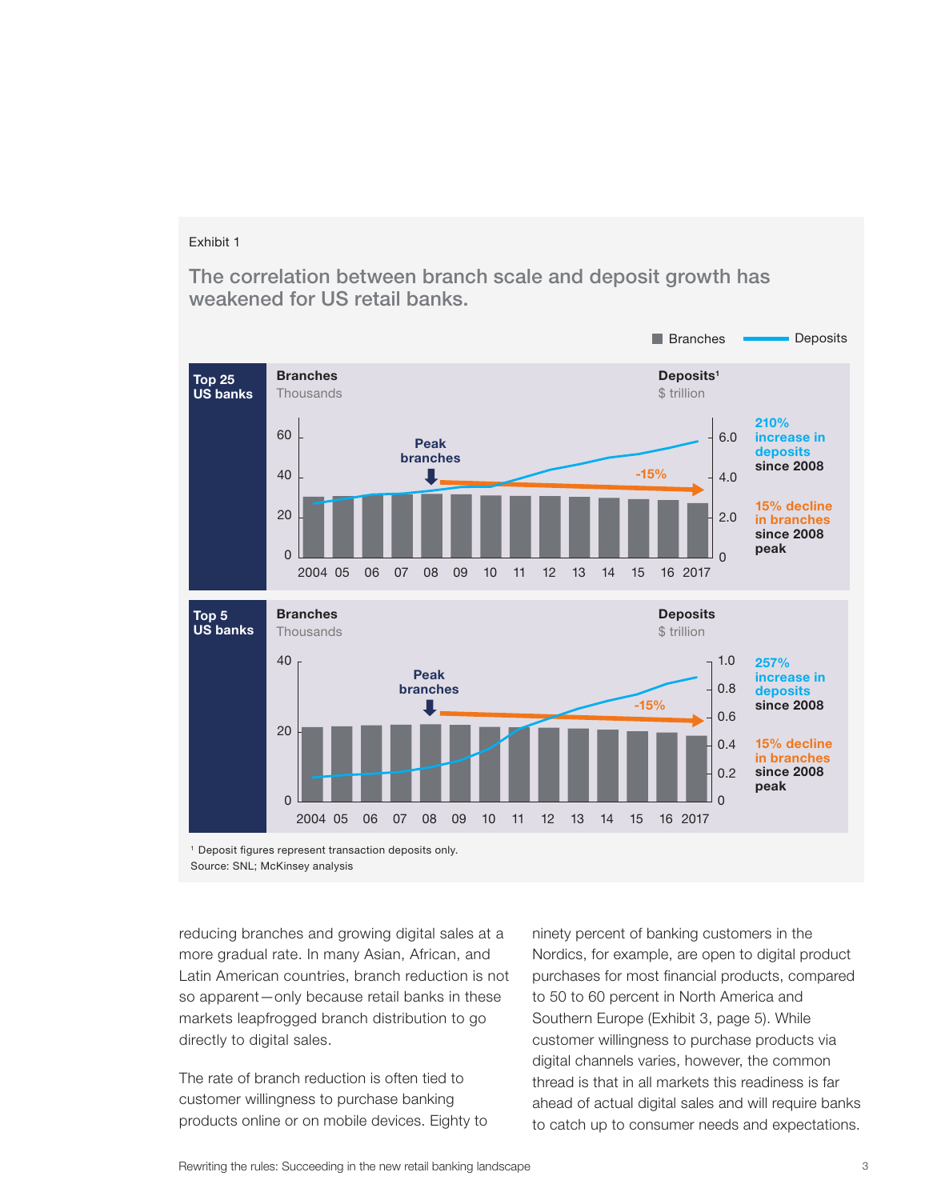Exhibit 1

## The correlation between branch scale and deposit growth has weakened for US retail banks.

Branches | Deposits

**Top 25 US banks**

**Branches** Thousands

**Deposits**[1] $ trillion

Peak branches

-15%

2004 05 06 07 08 09 10 11 12 13 14 15 16 2017

**210% increase in deposits since 2008**

**15% decline in branches since 2008 peak**

**Top 5 US banks**

**Branches** Thousands

**Deposits** $ trillion

Peak branches

-15%

2004 05 06 07 08 09 10 11 12 13 14 15 16 2017

**257% increase in deposits since 2008**

**15% decline in branches since 2008 peak**

[1] Deposit figures represent transaction deposits only.

Source: SNL; McKinsey analysis

reducing branches and growing digital sales at a more gradual rate. In many Asian, African, and Latin American countries, branch reduction is not so apparent—only because retail banks in these markets leapfrogged branch distribution to go directly to digital sales.

The rate of branch reduction is often tied to customer willingness to purchase banking products online or on mobile devices. Eighty to ninety percent of banking customers in the Nordics, for example, are open to digital product purchases for most financial products, compared to 50 to 60 percent in North America and Southern Europe (Exhibit 3, page 5). While customer willingness to purchase products via digital channels varies, however, the common thread is that in all markets this readiness is far ahead of actual digital sales and will require banks to catch up to consumer needs and expectations.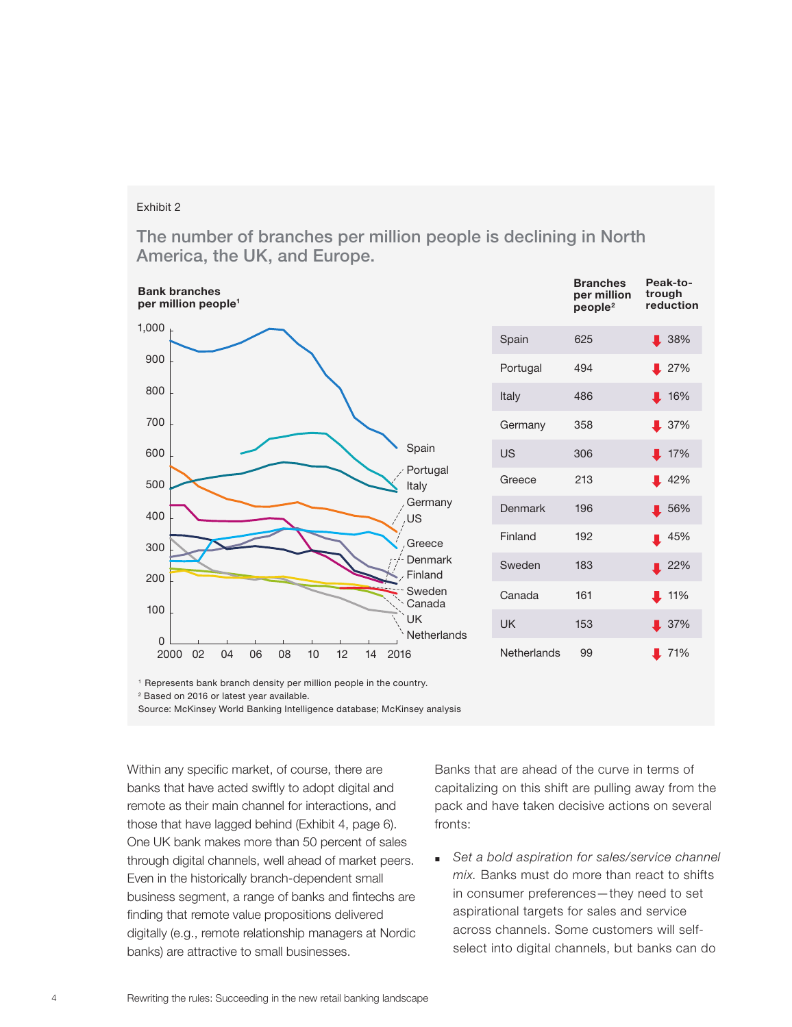Exhibit 2

## The number of branches per million people is declining in North America, the UK, and Europe.

**Bank branches per million people**[1]

| | Branches per million people[2] | Peak-to-trough reduction |
|---|---|---|
| Spain | 625 | 38% |
| Portugal | 494 | 27% |
| Italy | 486 | 16% |
| Germany | 358 | 37% |
| US | 306 | 17% |
| Greece | 213 | 42% |
| Denmark | 196 | 56% |
| Finland | 192 | 45% |
| Sweden | 183 | 22% |
| Canada | 161 | 11% |
| UK | 153 | 37% |
| Netherlands | 99 | 71% |

[1] Represents bank branch density per million people in the country.
[2] Based on 2016 or latest year available.
Source: McKinsey World Banking Intelligence database; McKinsey analysis

Within any specific market, of course, there are banks that have acted swiftly to adopt digital and remote as their main channel for interactions, and those that have lagged behind (Exhibit 4, page 6). One UK bank makes more than 50 percent of sales through digital channels, well ahead of market peers. Even in the historically branch-dependent small business segment, a range of banks and fintechs are finding that remote value propositions delivered digitally (e.g., remote relationship managers at Nordic banks) are attractive to small businesses.

Banks that are ahead of the curve in terms of capitalizing on this shift are pulling away from the pack and have taken decisive actions on several fronts:

- *Set a bold aspiration for sales/service channel mix.* Banks must do more than react to shifts in consumer preferences—they need to set aspirational targets for sales and service across channels. Some customers will self-select into digital channels, but banks can do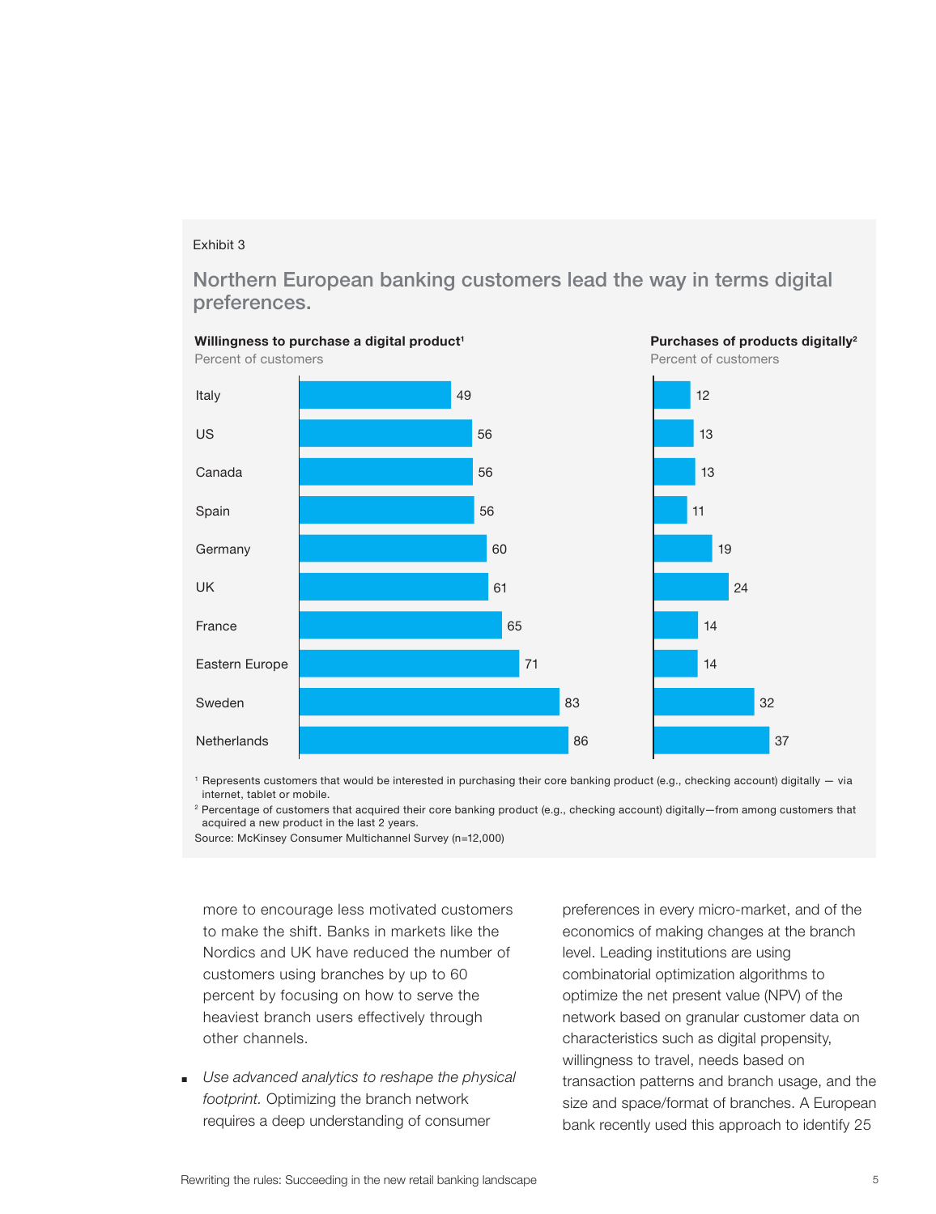Exhibit 3

## Northern European banking customers lead the way in terms digital preferences.

| | Willingness to purchase a digital product[1] (Percent of customers) | Purchases of products digitally[2] (Percent of customers) |
|---|---|---|
| Italy | 49 | 12 |
| US | 56 | 13 |
| Canada | 56 | 13 |
| Spain | 56 | 11 |
| Germany | 60 | 19 |
| UK | 61 | 24 |
| France | 65 | 14 |
| Eastern Europe | 71 | 14 |
| Sweden | 83 | 32 |
| Netherlands | 86 | 37 |

[1] Represents customers that would be interested in purchasing their core banking product (e.g., checking account) digitally — via internet, tablet or mobile.

[2] Percentage of customers that acquired their core banking product (e.g., checking account) digitally—from among customers that acquired a new product in the last 2 years.

Source: McKinsey Consumer Multichannel Survey (n=12,000)

more to encourage less motivated customers to make the shift. Banks in markets like the Nordics and UK have reduced the number of customers using branches by up to 60 percent by focusing on how to serve the heaviest branch users effectively through other channels.

- *Use advanced analytics to reshape the physical footprint.* Optimizing the branch network requires a deep understanding of consumer preferences in every micro-market, and of the economics of making changes at the branch level. Leading institutions are using combinatorial optimization algorithms to optimize the net present value (NPV) of the network based on granular customer data on characteristics such as digital propensity, willingness to travel, needs based on transaction patterns and branch usage, and the size and space/format of branches. A European bank recently used this approach to identify 25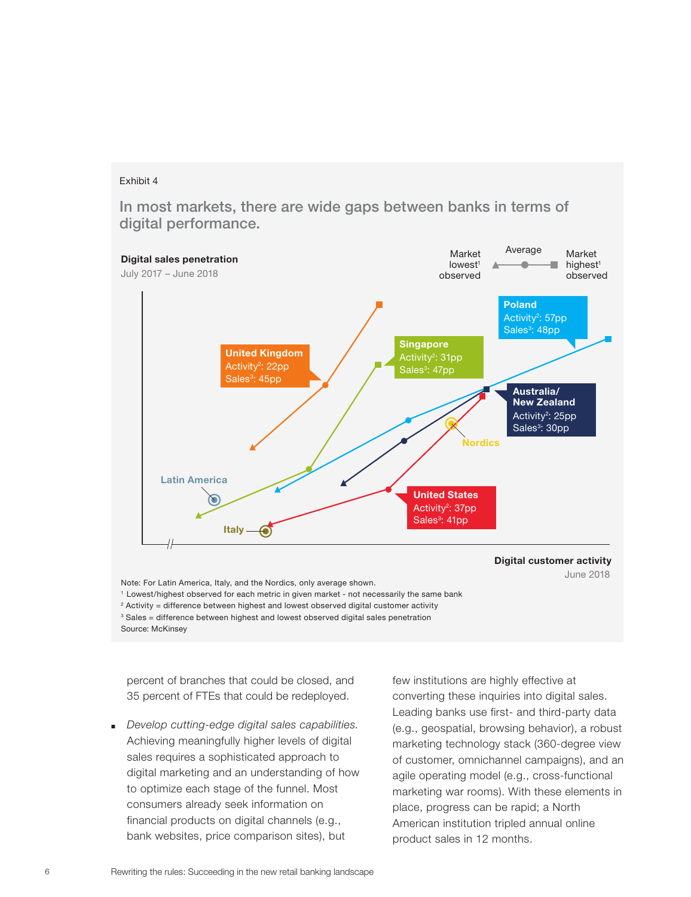Exhibit 4

## In most markets, there are wide gaps between banks in terms of digital performance.

**Digital sales penetration**
July 2017 – June 2018

Market lowest[1] observed — Average — Market highest[1] observed

**United Kingdom**
Activity[2]: 22pp
Sales[3]: 45pp

**Singapore**
Activity[2]: 31pp
Sales[3]: 47pp

**Poland**
Activity[2]: 57pp
Sales[3]: 48pp

**Australia/ New Zealand**
Activity[2]: 25pp
Sales[3]: 30pp

**United States**
Activity[2]: 37pp
Sales[3]: 41pp

Nordics

Latin America

Italy

**Digital customer activity**
June 2018

Note: For Latin America, Italy, and the Nordics, only average shown.
[1] Lowest/highest observed for each metric in given market - not necessarily the same bank
[2] Activity = difference between highest and lowest observed digital customer activity
[3] Sales = difference between highest and lowest observed digital sales penetration
Source: McKinsey

percent of branches that could be closed, and 35 percent of FTEs that could be redeployed.

- *Develop cutting-edge digital sales capabilities.* Achieving meaningfully higher levels of digital sales requires a sophisticated approach to digital marketing and an understanding of how to optimize each stage of the funnel. Most consumers already seek information on financial products on digital channels (e.g., bank websites, price comparison sites), but few institutions are highly effective at converting these inquiries into digital sales. Leading banks use first- and third-party data (e.g., geospatial, browsing behavior), a robust marketing technology stack (360-degree view of customer, omnichannel campaigns), and an agile operating model (e.g., cross-functional marketing war rooms). With these elements in place, progress can be rapid; a North American institution tripled annual online product sales in 12 months.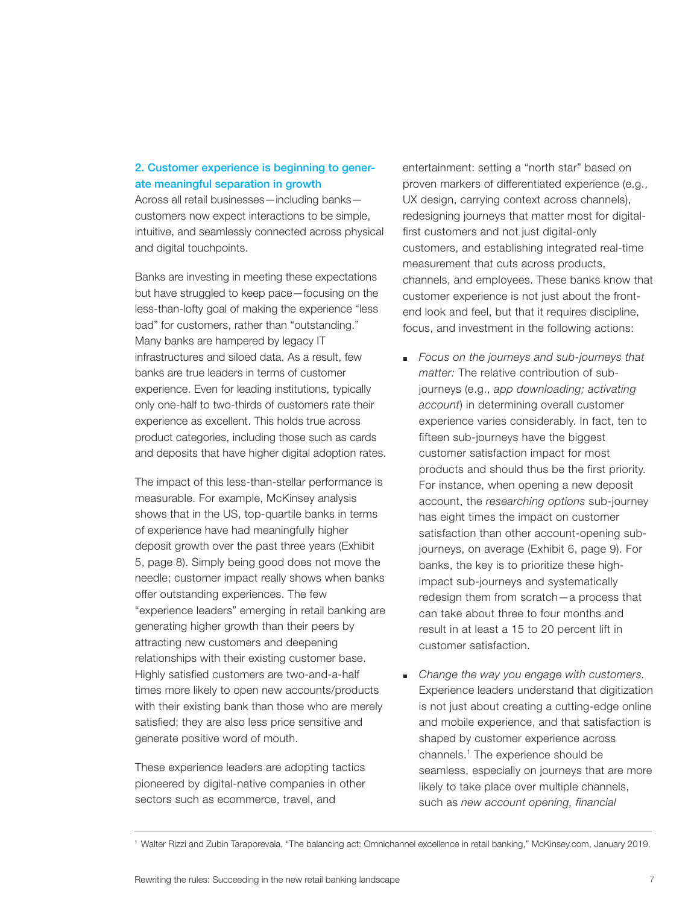### 2. Customer experience is beginning to generate meaningful separation in growth

Across all retail businesses—including banks—customers now expect interactions to be simple, intuitive, and seamlessly connected across physical and digital touchpoints.

Banks are investing in meeting these expectations but have struggled to keep pace—focusing on the less-than-lofty goal of making the experience "less bad" for customers, rather than "outstanding." Many banks are hampered by legacy IT infrastructures and siloed data. As a result, few banks are true leaders in terms of customer experience. Even for leading institutions, typically only one-half to two-thirds of customers rate their experience as excellent. This holds true across product categories, including those such as cards and deposits that have higher digital adoption rates.

The impact of this less-than-stellar performance is measurable. For example, McKinsey analysis shows that in the US, top-quartile banks in terms of experience have had meaningfully higher deposit growth over the past three years (Exhibit 5, page 8). Simply being good does not move the needle; customer impact really shows when banks offer outstanding experiences. The few "experience leaders" emerging in retail banking are generating higher growth than their peers by attracting new customers and deepening relationships with their existing customer base. Highly satisfied customers are two-and-a-half times more likely to open new accounts/products with their existing bank than those who are merely satisfied; they are also less price sensitive and generate positive word of mouth.

These experience leaders are adopting tactics pioneered by digital-native companies in other sectors such as ecommerce, travel, and entertainment: setting a "north star" based on proven markers of differentiated experience (e.g., UX design, carrying context across channels), redesigning journeys that matter most for digital-first customers and not just digital-only customers, and establishing integrated real-time measurement that cuts across products, channels, and employees. These banks know that customer experience is not just about the front-end look and feel, but that it requires discipline, focus, and investment in the following actions:

- *Focus on the journeys and sub-journeys that matter:* The relative contribution of sub-journeys (e.g., *app downloading; activating account*) in determining overall customer experience varies considerably. In fact, ten to fifteen sub-journeys have the biggest customer satisfaction impact for most products and should thus be the first priority. For instance, when opening a new deposit account, the *researching options* sub-journey has eight times the impact on customer satisfaction than other account-opening sub-journeys, on average (Exhibit 6, page 9). For banks, the key is to prioritize these high-impact sub-journeys and systematically redesign them from scratch—a process that can take about three to four months and result in at least a 15 to 20 percent lift in customer satisfaction.

- *Change the way you engage with customers.* Experience leaders understand that digitization is not just about creating a cutting-edge online and mobile experience, and that satisfaction is shaped by customer experience across channels.[1] The experience should be seamless, especially on journeys that are more likely to take place over multiple channels, such as *new account opening, financial*

[1] Walter Rizzi and Zubin Taraporevala, "The balancing act: Omnichannel excellence in retail banking," McKinsey.com, January 2019.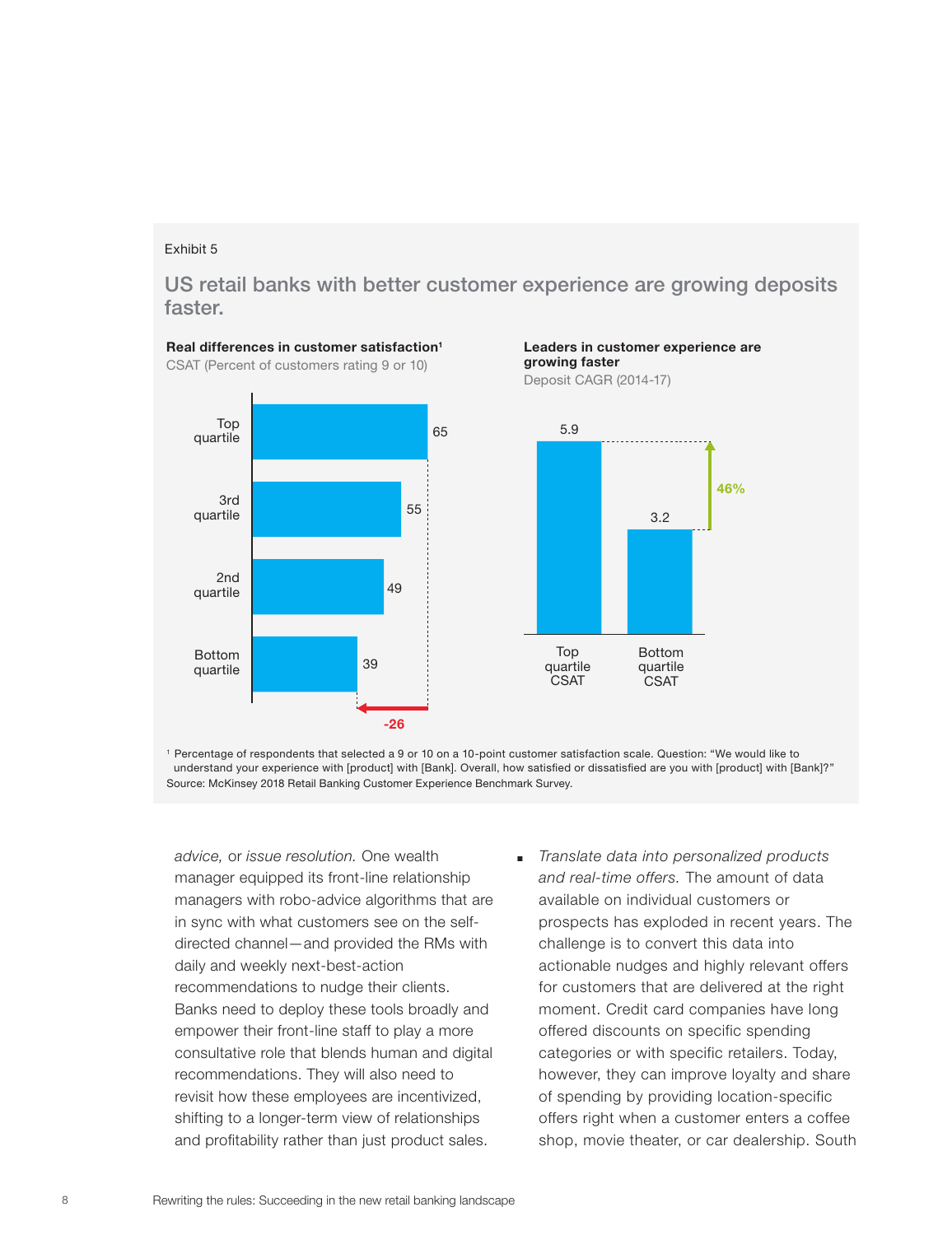Exhibit 5

## US retail banks with better customer experience are growing deposits faster.

**Real differences in customer satisfaction**[1]
CSAT (Percent of customers rating 9 or 10)

| Quartile | CSAT |
|---|---|
| Top quartile | 65 |
| 3rd quartile | 55 |
| 2nd quartile | 49 |
| Bottom quartile | 39 |

-26

**Leaders in customer experience are growing faster**
Deposit CAGR (2014-17)

| | Deposit CAGR |
|---|---|
| Top quartile CSAT | 5.9 |
| Bottom quartile CSAT | 3.2 |

46%

[1] Percentage of respondents that selected a 9 or 10 on a 10-point customer satisfaction scale. Question: "We would like to understand your experience with [product] with [Bank]. Overall, how satisfied or dissatisfied are you with [product] with [Bank]?"
Source: McKinsey 2018 Retail Banking Customer Experience Benchmark Survey.

*advice,* or *issue resolution.* One wealth manager equipped its front-line relationship managers with robo-advice algorithms that are in sync with what customers see on the self-directed channel—and provided the RMs with daily and weekly next-best-action recommendations to nudge their clients. Banks need to deploy these tools broadly and empower their front-line staff to play a more consultative role that blends human and digital recommendations. They will also need to revisit how these employees are incentivized, shifting to a longer-term view of relationships and profitability rather than just product sales.

- *Translate data into personalized products and real-time offers.* The amount of data available on individual customers or prospects has exploded in recent years. The challenge is to convert this data into actionable nudges and highly relevant offers for customers that are delivered at the right moment. Credit card companies have long offered discounts on specific spending categories or with specific retailers. Today, however, they can improve loyalty and share of spending by providing location-specific offers right when a customer enters a coffee shop, movie theater, or car dealership. South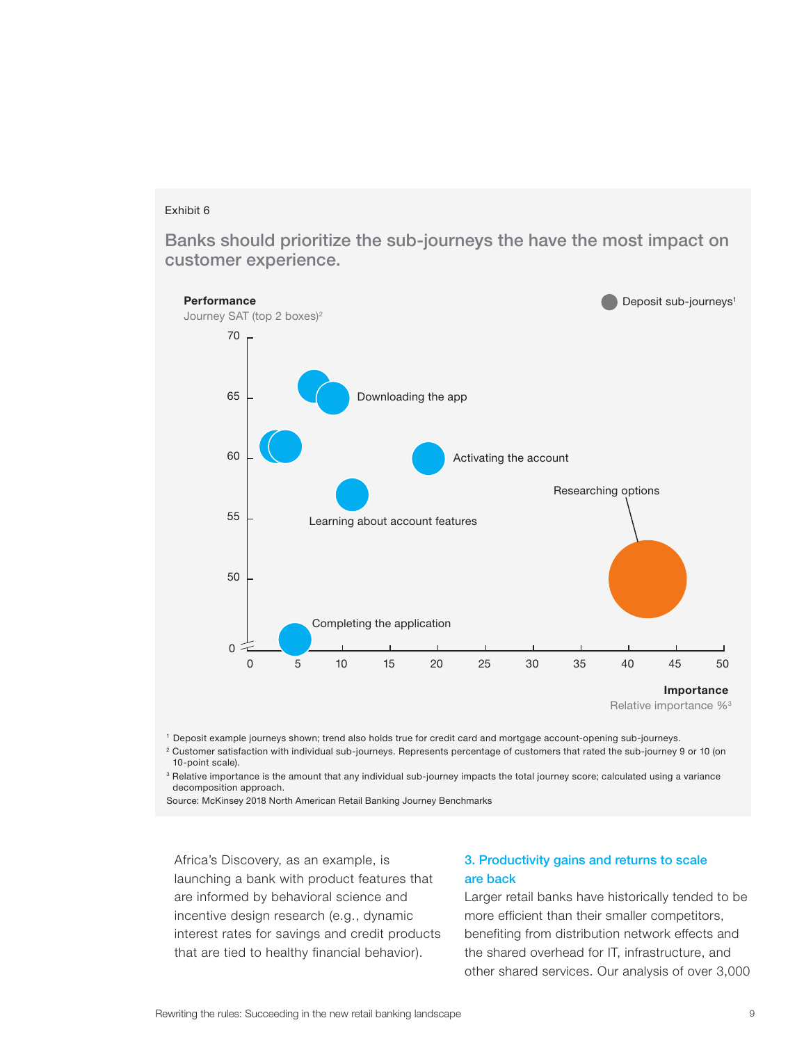Exhibit 6

## Banks should prioritize the sub-journeys the have the most impact on customer experience.

**Performance**
Journey SAT (top 2 boxes)[2]

Deposit sub-journeys[1]

Downloading the app

Activating the account

Researching options

Learning about account features

Completing the application

**Importance**
Relative importance %[3]

[1] Deposit example journeys shown; trend also holds true for credit card and mortgage account-opening sub-journeys.

[2] Customer satisfaction with individual sub-journeys. Represents percentage of customers that rated the sub-journey 9 or 10 (on 10-point scale).

[3] Relative importance is the amount that any individual sub-journey impacts the total journey score; calculated using a variance decomposition approach.

Source: McKinsey 2018 North American Retail Banking Journey Benchmarks

Africa's Discovery, as an example, is launching a bank with product features that are informed by behavioral science and incentive design research (e.g., dynamic interest rates for savings and credit products that are tied to healthy financial behavior).

### 3. Productivity gains and returns to scale are back

Larger retail banks have historically tended to be more efficient than their smaller competitors, benefiting from distribution network effects and the shared overhead for IT, infrastructure, and other shared services. Our analysis of over 3,000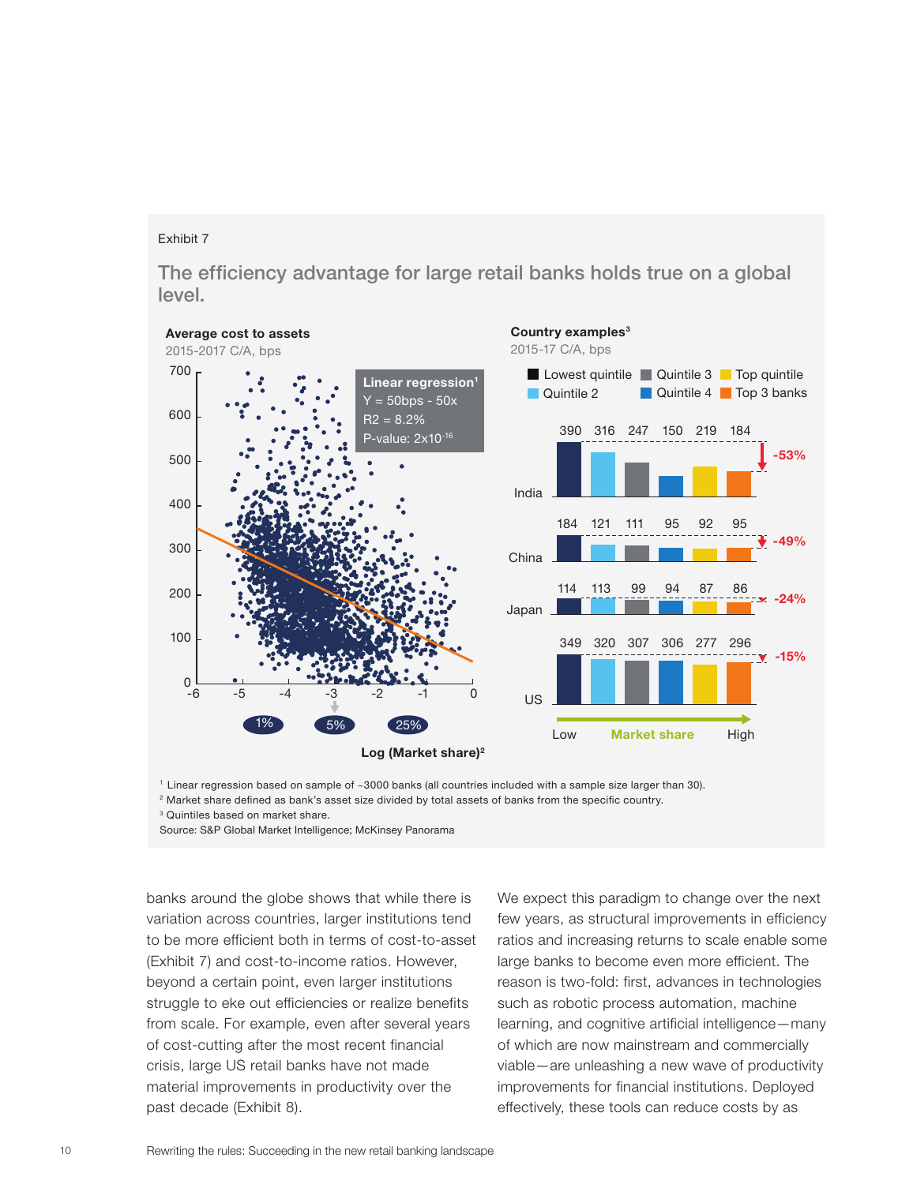Exhibit 7

## The efficiency advantage for large retail banks holds true on a global level.

**Average cost to assets**
2015-2017 C/A, bps

**Linear regression**[1]
Y = 50bps - 50x
R2 = 8.2%
P-value: $2x10^{-16}$

Log (Market share)[2]: 1% | 5% | 25%

**Country examples**[3]
2015-17 C/A, bps

| | Lowest quintile | Quintile 2 | Quintile 3 | Quintile 4 | Top quintile | Top 3 banks | Change |
|---|---|---|---|---|---|---|---|
| India | 390 | 316 | 247 | 150 | 219 | 184 | -53% |
| China | 184 | 121 | 111 | 95 | 92 | 95 | -49% |
| Japan | 114 | 113 | 99 | 94 | 87 | 86 | -24% |
| US | 349 | 320 | 307 | 306 | 277 | 296 | -15% |

Market share: Low → High

[1] Linear regression based on sample of ~3000 banks (all countries included with a sample size larger than 30).
[2] Market share defined as bank's asset size divided by total assets of banks from the specific country.
[3] Quintiles based on market share.
Source: S&P Global Market Intelligence; McKinsey Panorama

banks around the globe shows that while there is variation across countries, larger institutions tend to be more efficient both in terms of cost-to-asset (Exhibit 7) and cost-to-income ratios. However, beyond a certain point, even larger institutions struggle to eke out efficiencies or realize benefits from scale. For example, even after several years of cost-cutting after the most recent financial crisis, large US retail banks have not made material improvements in productivity over the past decade (Exhibit 8).

We expect this paradigm to change over the next few years, as structural improvements in efficiency ratios and increasing returns to scale enable some large banks to become even more efficient. The reason is two-fold: first, advances in technologies such as robotic process automation, machine learning, and cognitive artificial intelligence—many of which are now mainstream and commercially viable—are unleashing a new wave of productivity improvements for financial institutions. Deployed effectively, these tools can reduce costs by as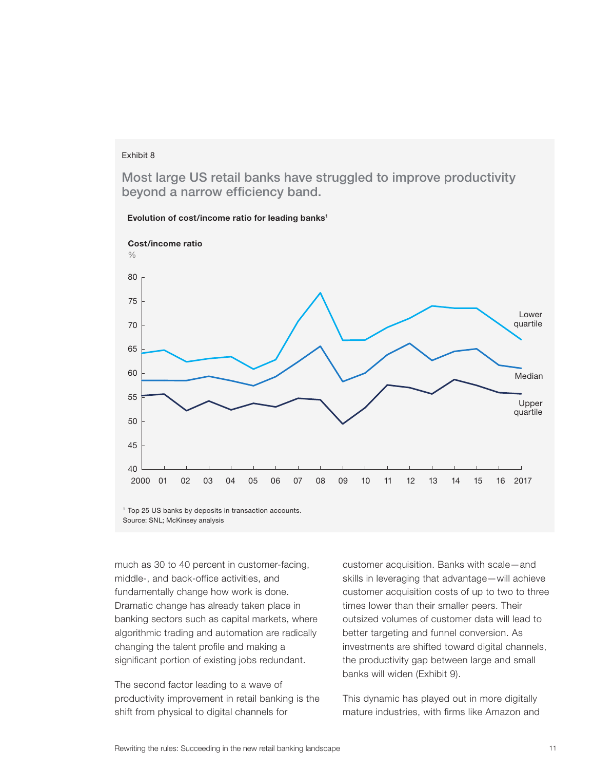Exhibit 8

## Most large US retail banks have struggled to improve productivity beyond a narrow efficiency band.

**Evolution of cost/income ratio for leading banks**[1]

**Cost/income ratio**
%

80
75
70
65
60
55
50
45
40

2000 01 02 03 04 05 06 07 08 09 10 11 12 13 14 15 16 2017

Lower quartile

Median

Upper quartile

[1] Top 25 US banks by deposits in transaction accounts.
Source: SNL; McKinsey analysis

much as 30 to 40 percent in customer-facing, middle-, and back-office activities, and fundamentally change how work is done. Dramatic change has already taken place in banking sectors such as capital markets, where algorithmic trading and automation are radically changing the talent profile and making a significant portion of existing jobs redundant.

The second factor leading to a wave of productivity improvement in retail banking is the shift from physical to digital channels for customer acquisition. Banks with scale—and skills in leveraging that advantage—will achieve customer acquisition costs of up to two to three times lower than their smaller peers. Their outsized volumes of customer data will lead to better targeting and funnel conversion. As investments are shifted toward digital channels, the productivity gap between large and small banks will widen (Exhibit 9).

This dynamic has played out in more digitally mature industries, with firms like Amazon and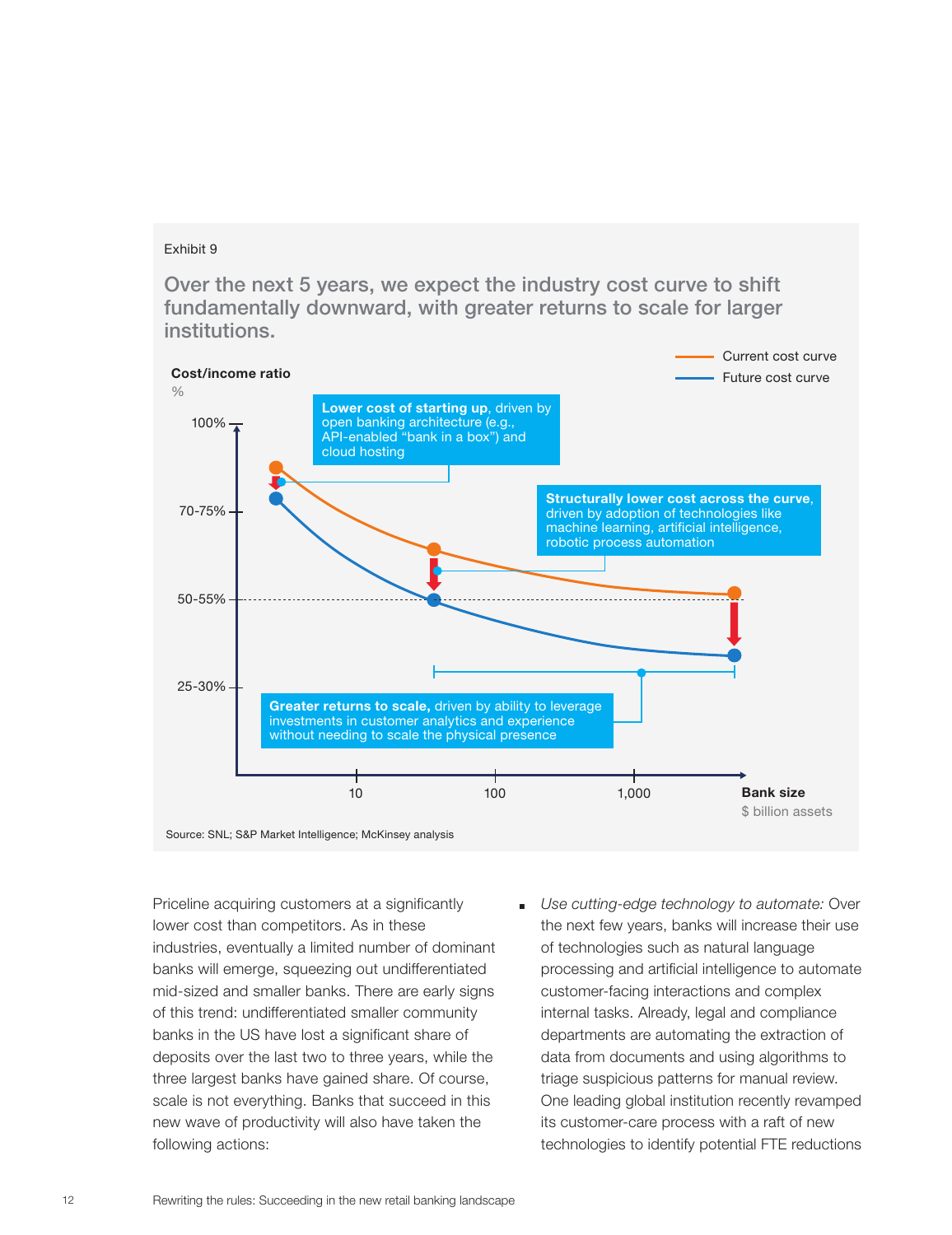Exhibit 9

## Over the next 5 years, we expect the industry cost curve to shift fundamentally downward, with greater returns to scale for larger institutions.

Cost/income ratio
%

Current cost curve
Future cost curve

**Lower cost of starting up**, driven by open banking architecture (e.g., API-enabled "bank in a box") and cloud hosting

**Structurally lower cost across the curve**, driven by adoption of technologies like machine learning, artificial intelligence, robotic process automation

**Greater returns to scale,** driven by ability to leverage investments in customer analytics and experience without needing to scale the physical presence

100%
70-75%
50-55%
25-30%

10 100 1,000

Bank size
$ billion assets

Source: SNL; S&P Market Intelligence; McKinsey analysis

Priceline acquiring customers at a significantly lower cost than competitors. As in these industries, eventually a limited number of dominant banks will emerge, squeezing out undifferentiated mid-sized and smaller banks. There are early signs of this trend: undifferentiated smaller community banks in the US have lost a significant share of deposits over the last two to three years, while the three largest banks have gained share. Of course, scale is not everything. Banks that succeed in this new wave of productivity will also have taken the following actions:

- *Use cutting-edge technology to automate:* Over the next few years, banks will increase their use of technologies such as natural language processing and artificial intelligence to automate customer-facing interactions and complex internal tasks. Already, legal and compliance departments are automating the extraction of data from documents and using algorithms to triage suspicious patterns for manual review. One leading global institution recently revamped its customer-care process with a raft of new technologies to identify potential FTE reductions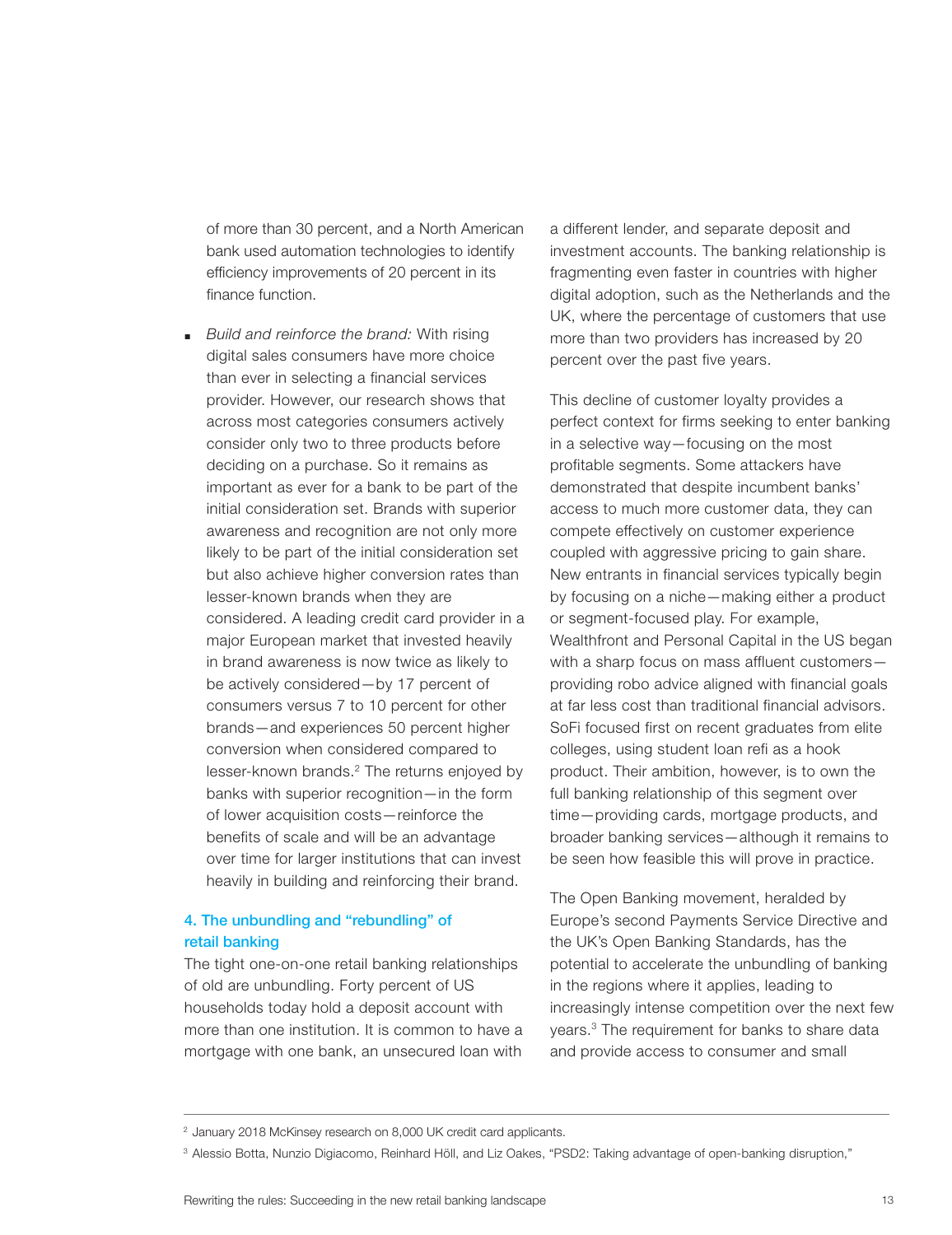of more than 30 percent, and a North American bank used automation technologies to identify efficiency improvements of 20 percent in its finance function.

- *Build and reinforce the brand:* With rising digital sales consumers have more choice than ever in selecting a financial services provider. However, our research shows that across most categories consumers actively consider only two to three products before deciding on a purchase. So it remains as important as ever for a bank to be part of the initial consideration set. Brands with superior awareness and recognition are not only more likely to be part of the initial consideration set but also achieve higher conversion rates than lesser-known brands when they are considered. A leading credit card provider in a major European market that invested heavily in brand awareness is now twice as likely to be actively considered—by 17 percent of consumers versus 7 to 10 percent for other brands—and experiences 50 percent higher conversion when considered compared to lesser-known brands.[2] The returns enjoyed by banks with superior recognition—in the form of lower acquisition costs—reinforce the benefits of scale and will be an advantage over time for larger institutions that can invest heavily in building and reinforcing their brand.

### 4. The unbundling and "rebundling" of retail banking

The tight one-on-one retail banking relationships of old are unbundling. Forty percent of US households today hold a deposit account with more than one institution. It is common to have a mortgage with one bank, an unsecured loan with a different lender, and separate deposit and investment accounts. The banking relationship is fragmenting even faster in countries with higher digital adoption, such as the Netherlands and the UK, where the percentage of customers that use more than two providers has increased by 20 percent over the past five years.

This decline of customer loyalty provides a perfect context for firms seeking to enter banking in a selective way—focusing on the most profitable segments. Some attackers have demonstrated that despite incumbent banks' access to much more customer data, they can compete effectively on customer experience coupled with aggressive pricing to gain share. New entrants in financial services typically begin by focusing on a niche—making either a product or segment-focused play. For example, Wealthfront and Personal Capital in the US began with a sharp focus on mass affluent customers—providing robo advice aligned with financial goals at far less cost than traditional financial advisors. SoFi focused first on recent graduates from elite colleges, using student loan refi as a hook product. Their ambition, however, is to own the full banking relationship of this segment over time—providing cards, mortgage products, and broader banking services—although it remains to be seen how feasible this will prove in practice.

The Open Banking movement, heralded by Europe's second Payments Service Directive and the UK's Open Banking Standards, has the potential to accelerate the unbundling of banking in the regions where it applies, leading to increasingly intense competition over the next few years.[3] The requirement for banks to share data and provide access to consumer and small

---

[2] January 2018 McKinsey research on 8,000 UK credit card applicants.

[3] Alessio Botta, Nunzio Digiacomo, Reinhard Höll, and Liz Oakes, "PSD2: Taking advantage of open-banking disruption,"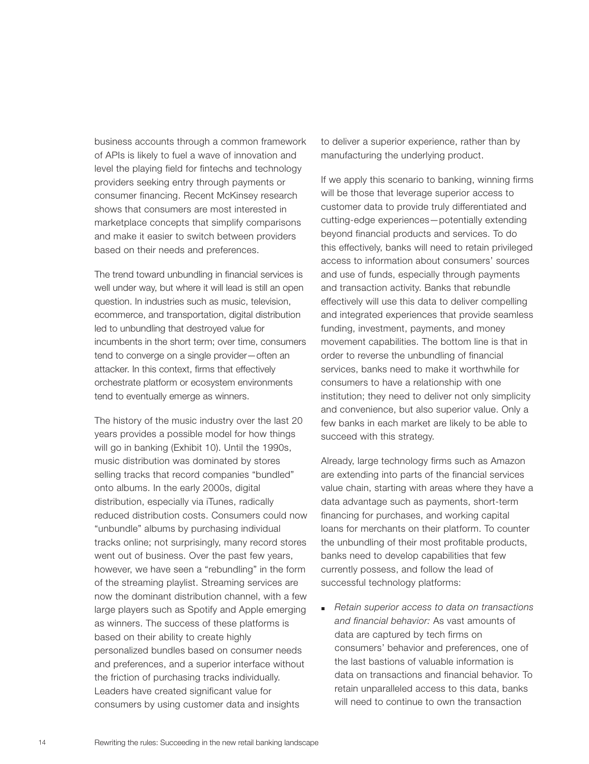business accounts through a common framework of APIs is likely to fuel a wave of innovation and level the playing field for fintechs and technology providers seeking entry through payments or consumer financing. Recent McKinsey research shows that consumers are most interested in marketplace concepts that simplify comparisons and make it easier to switch between providers based on their needs and preferences.

The trend toward unbundling in financial services is well under way, but where it will lead is still an open question. In industries such as music, television, ecommerce, and transportation, digital distribution led to unbundling that destroyed value for incumbents in the short term; over time, consumers tend to converge on a single provider—often an attacker. In this context, firms that effectively orchestrate platform or ecosystem environments tend to eventually emerge as winners.

The history of the music industry over the last 20 years provides a possible model for how things will go in banking (Exhibit 10). Until the 1990s, music distribution was dominated by stores selling tracks that record companies "bundled" onto albums. In the early 2000s, digital distribution, especially via iTunes, radically reduced distribution costs. Consumers could now "unbundle" albums by purchasing individual tracks online; not surprisingly, many record stores went out of business. Over the past few years, however, we have seen a "rebundling" in the form of the streaming playlist. Streaming services are now the dominant distribution channel, with a few large players such as Spotify and Apple emerging as winners. The success of these platforms is based on their ability to create highly personalized bundles based on consumer needs and preferences, and a superior interface without the friction of purchasing tracks individually. Leaders have created significant value for consumers by using customer data and insights to deliver a superior experience, rather than by manufacturing the underlying product.

If we apply this scenario to banking, winning firms will be those that leverage superior access to customer data to provide truly differentiated and cutting-edge experiences—potentially extending beyond financial products and services. To do this effectively, banks will need to retain privileged access to information about consumers' sources and use of funds, especially through payments and transaction activity. Banks that rebundle effectively will use this data to deliver compelling and integrated experiences that provide seamless funding, investment, payments, and money movement capabilities. The bottom line is that in order to reverse the unbundling of financial services, banks need to make it worthwhile for consumers to have a relationship with one institution; they need to deliver not only simplicity and convenience, but also superior value. Only a few banks in each market are likely to be able to succeed with this strategy.

Already, large technology firms such as Amazon are extending into parts of the financial services value chain, starting with areas where they have a data advantage such as payments, short-term financing for purchases, and working capital loans for merchants on their platform. To counter the unbundling of their most profitable products, banks need to develop capabilities that few currently possess, and follow the lead of successful technology platforms:

- *Retain superior access to data on transactions and financial behavior:* As vast amounts of data are captured by tech firms on consumers' behavior and preferences, one of the last bastions of valuable information is data on transactions and financial behavior. To retain unparalleled access to this data, banks will need to continue to own the transaction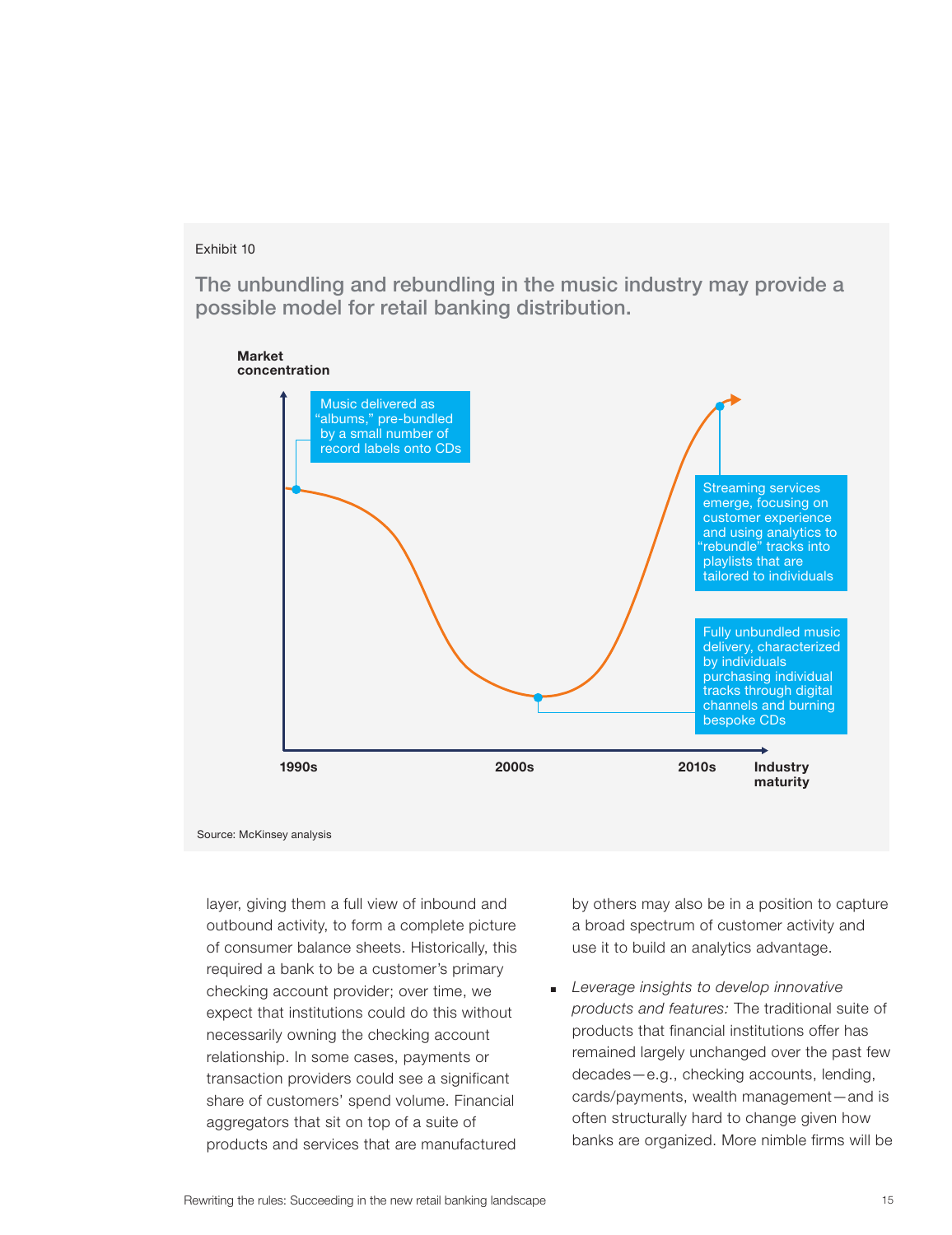Exhibit 10

## The unbundling and rebundling in the music industry may provide a possible model for retail banking distribution.

Market concentration

Music delivered as "albums," pre-bundled by a small number of record labels onto CDs

Fully unbundled music delivery, characterized by individuals purchasing individual tracks through digital channels and burning bespoke CDs

Streaming services emerge, focusing on customer experience and using analytics to "rebundle" tracks into playlists that are tailored to individuals

1990s | 2000s | 2010s | Industry maturity

Source: McKinsey analysis

layer, giving them a full view of inbound and outbound activity, to form a complete picture of consumer balance sheets. Historically, this required a bank to be a customer's primary checking account provider; over time, we expect that institutions could do this without necessarily owning the checking account relationship. In some cases, payments or transaction providers could see a significant share of customers' spend volume. Financial aggregators that sit on top of a suite of products and services that are manufactured by others may also be in a position to capture a broad spectrum of customer activity and use it to build an analytics advantage.

- *Leverage insights to develop innovative products and features:* The traditional suite of products that financial institutions offer has remained largely unchanged over the past few decades—e.g., checking accounts, lending, cards/payments, wealth management—and is often structurally hard to change given how banks are organized. More nimble firms will be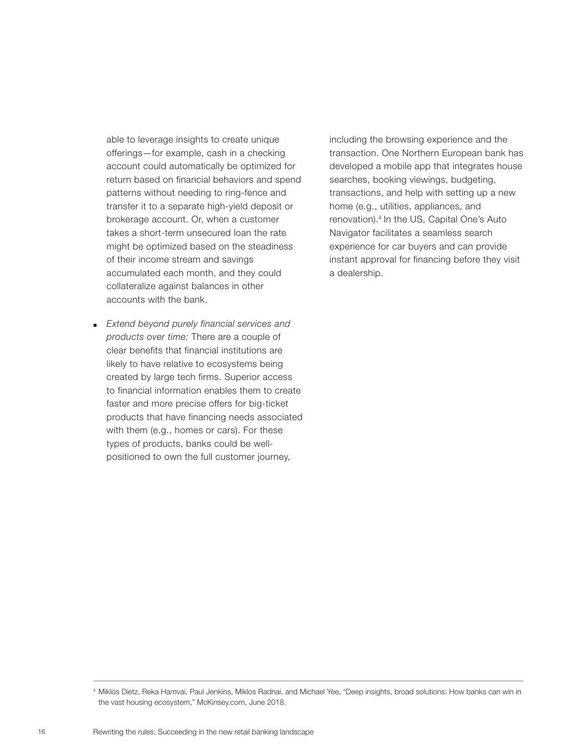able to leverage insights to create unique offerings—for example, cash in a checking account could automatically be optimized for return based on financial behaviors and spend patterns without needing to ring-fence and transfer it to a separate high-yield deposit or brokerage account. Or, when a customer takes a short-term unsecured loan the rate might be optimized based on the steadiness of their income stream and savings accumulated each month, and they could collateralize against balances in other accounts with the bank.

- *Extend beyond purely financial services and products over time:* There are a couple of clear benefits that financial institutions are likely to have relative to ecosystems being created by large tech firms. Superior access to financial information enables them to create faster and more precise offers for big-ticket products that have financing needs associated with them (e.g., homes or cars). For these types of products, banks could be well-positioned to own the full customer journey, including the browsing experience and the transaction. One Northern European bank has developed a mobile app that integrates house searches, booking viewings, budgeting, transactions, and help with setting up a new home (e.g., utilities, appliances, and renovation).[4] In the US, Capital One's Auto Navigator facilitates a seamless search experience for car buyers and can provide instant approval for financing before they visit a dealership.

[4] Miklós Dietz, Reka Hamvai, Paul Jenkins, Miklos Radnai, and Michael Yee, "Deep insights, broad solutions: How banks can win in the vast housing ecosystem," McKinsey.com, June 2018.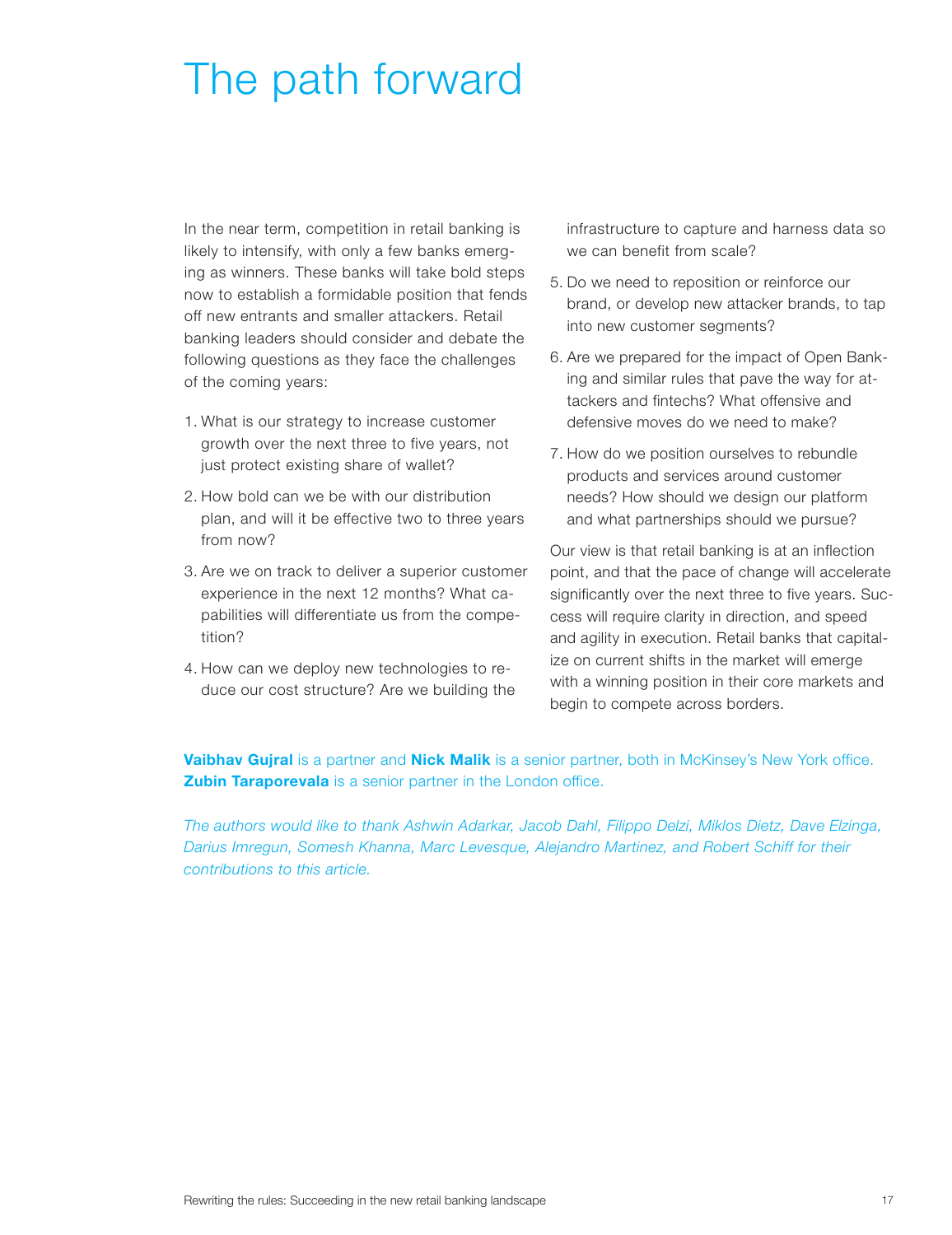# The path forward

In the near term, competition in retail banking is likely to intensify, with only a few banks emerging as winners. These banks will take bold steps now to establish a formidable position that fends off new entrants and smaller attackers. Retail banking leaders should consider and debate the following questions as they face the challenges of the coming years:

1. What is our strategy to increase customer growth over the next three to five years, not just protect existing share of wallet?
2. How bold can we be with our distribution plan, and will it be effective two to three years from now?
3. Are we on track to deliver a superior customer experience in the next 12 months? What capabilities will differentiate us from the competition?
4. How can we deploy new technologies to reduce our cost structure? Are we building the infrastructure to capture and harness data so we can benefit from scale?
5. Do we need to reposition or reinforce our brand, or develop new attacker brands, to tap into new customer segments?
6. Are we prepared for the impact of Open Banking and similar rules that pave the way for attackers and fintechs? What offensive and defensive moves do we need to make?
7. How do we position ourselves to rebundle products and services around customer needs? How should we design our platform and what partnerships should we pursue?

Our view is that retail banking is at an inflection point, and that the pace of change will accelerate significantly over the next three to five years. Success will require clarity in direction, and speed and agility in execution. Retail banks that capitalize on current shifts in the market will emerge with a winning position in their core markets and begin to compete across borders.

**Vaibhav Gujral** is a partner and **Nick Malik** is a senior partner, both in McKinsey's New York office. **Zubin Taraporevala** is a senior partner in the London office.

*The authors would like to thank Ashwin Adarkar, Jacob Dahl, Filippo Delzi, Miklos Dietz, Dave Elzinga, Darius Imregun, Somesh Khanna, Marc Levesque, Alejandro Martinez, and Robert Schiff for their contributions to this article.*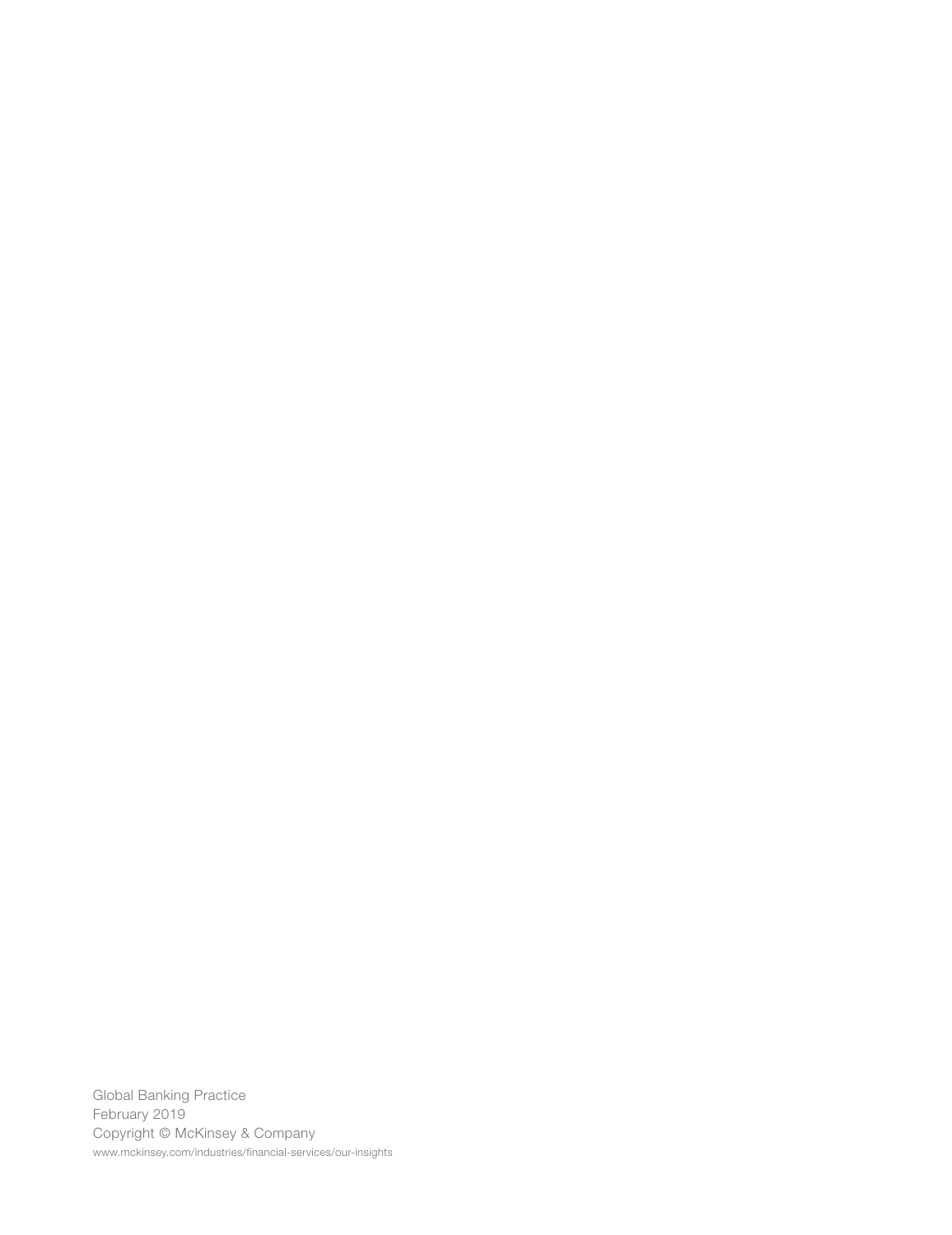Global Banking Practice
February 2019
Copyright © McKinsey & Company
www.mckinsey.com/industries/financial-services/our-insights